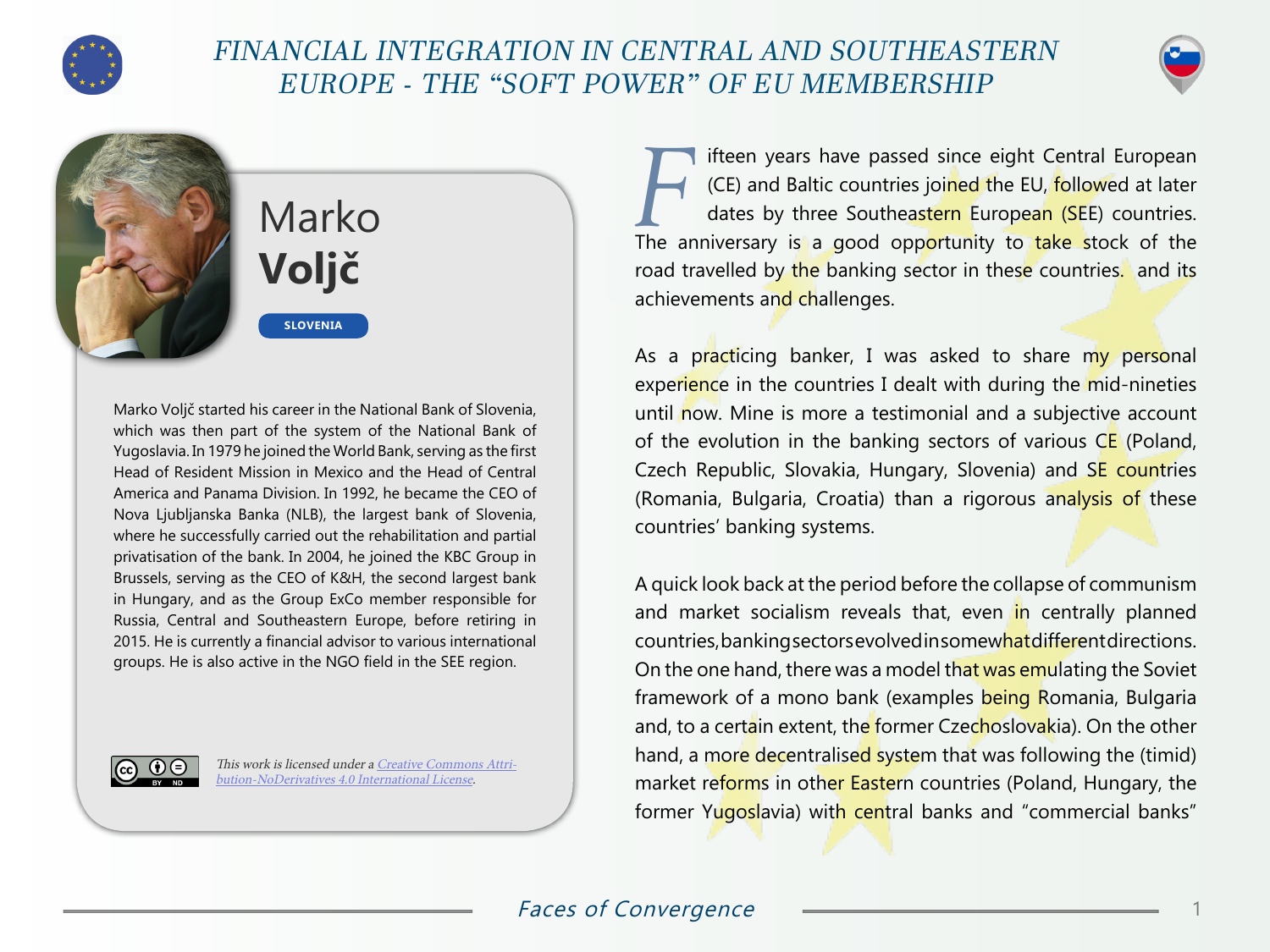# FINANCIAL INTEGRATION IN CENTRAL AND SOUTHEASTERN EUROPE - THE "SOFT POWER" OF EU MEMBERSHIP

## Marko **Voljč**

**SLOVENIA**

Marko Voljč started his career in the National Bank of Slovenia, which was then part of the system of the National Bank of Yugoslavia. In 1979 he joined the World Bank, serving as the first Head of Resident Mission in Mexico and the Head of Central America and Panama Division. In 1992, he became the CEO of Nova Ljubljanska Banka (NLB), the largest bank of Slovenia, where he successfully carried out the rehabilitation and partial privatisation of the bank. In 2004, he joined the KBC Group in Brussels, serving as the CEO of K&H, the second largest bank in Hungary, and as the Group ExCo member responsible for Russia, Central and Southeastern Europe, before retiring in 2015. He is currently a financial advisor to various international groups. He is also active in the NGO field in the SEE region.

*This work is licensed under a Creative Commons Attribution-NoDerivatives 4.0 International License.*

Fifteen years have passed since eight Central European (CE) and Baltic countries joined the EU, followed at later dates by three Southeastern European (SEE) countries. The anniversary is a good opportunity to take stock of the road travelled by the banking sector in these countries. and its achievements and challenges.

As a practicing banker, I was asked to share my personal experience in the countries I dealt with during the mid-nineties until now. Mine is more a testimonial and a subjective account of the evolution in the banking sectors of various CE (Poland, Czech Republic, Slovakia, Hungary, Slovenia) and SE countries (Romania, Bulgaria, Croatia) than a rigorous analysis of these countries' banking systems.

A quick look back at the period before the collapse of communism and market socialism reveals that, even in centrally planned countries, banking sectors evolved in somewhat different directions. On the one hand, there was a model that was emulating the Soviet framework of a mono bank (examples being Romania, Bulgaria and, to a certain extent, the former Czechoslovakia). On the other hand, a more decentralised system that was following the (timid) market reforms in other Eastern countries (Poland, Hungary, the former Yugoslavia) with central banks and "commercial banks"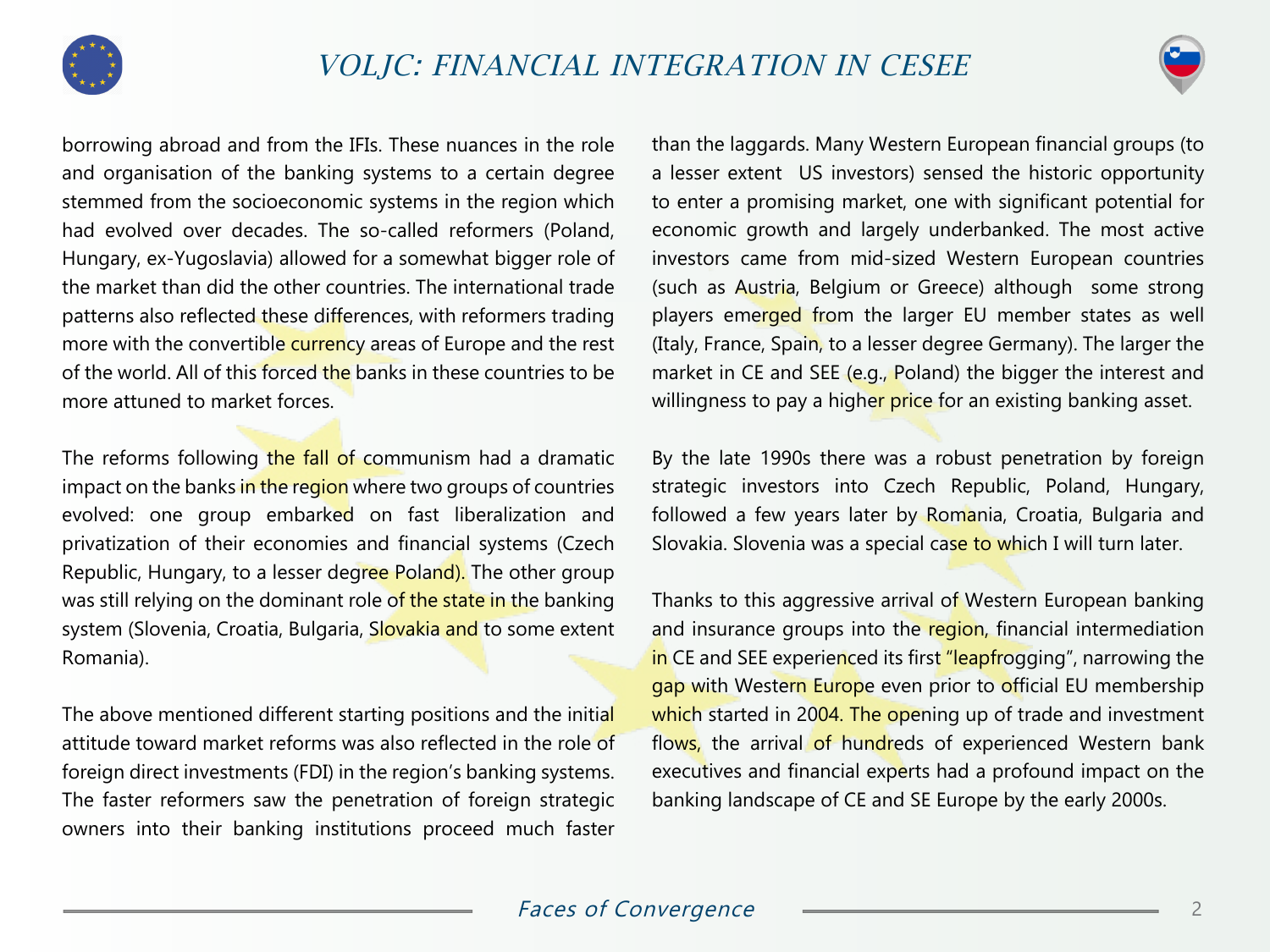borrowing abroad and from the IFIs. These nuances in the role and organisation of the banking systems to a certain degree stemmed from the socioeconomic systems in the region which had evolved over decades. The so-called reformers (Poland, Hungary, ex-Yugoslavia) allowed for a somewhat bigger role of the market than did the other countries. The international trade patterns also reflected these differences, with reformers trading more with the convertible currency areas of Europe and the rest of the world. All of this forced the banks in these countries to be more attuned to market forces.

The reforms following the fall of communism had a dramatic impact on the banks in the region where two groups of countries evolved: one group embarked on fast liberalization and privatization of their economies and financial systems (Czech Republic, Hungary, to a lesser degree Poland). The other group was still relying on the dominant role of the state in the banking system (Slovenia, Croatia, Bulgaria, Slovakia and to some extent Romania).

The above mentioned different starting positions and the initial attitude toward market reforms was also reflected in the role of foreign direct investments (FDI) in the region's banking systems. The faster reformers saw the penetration of foreign strategic owners into their banking institutions proceed much faster than the laggards. Many Western European financial groups (to a lesser extent US investors) sensed the historic opportunity to enter a promising market, one with significant potential for economic growth and largely underbanked. The most active investors came from mid-sized Western European countries (such as Austria, Belgium or Greece) although some strong players emerged from the larger EU member states as well (Italy, France, Spain, to a lesser degree Germany). The larger the market in CE and SEE (e.g., Poland) the bigger the interest and willingness to pay a higher price for an existing banking asset.

By the late 1990s there was a robust penetration by foreign strategic investors into Czech Republic, Poland, Hungary, followed a few years later by Romania, Croatia, Bulgaria and Slovakia. Slovenia was a special case to which I will turn later.

Thanks to this aggressive arrival of Western European banking and insurance groups into the region, financial intermediation in CE and SEE experienced its first "leapfrogging", narrowing the gap with Western Europe even prior to official EU membership which started in 2004. The opening up of trade and investment flows, the arrival of hundreds of experienced Western bank executives and financial experts had a profound impact on the banking landscape of CE and SE Europe by the early 2000s.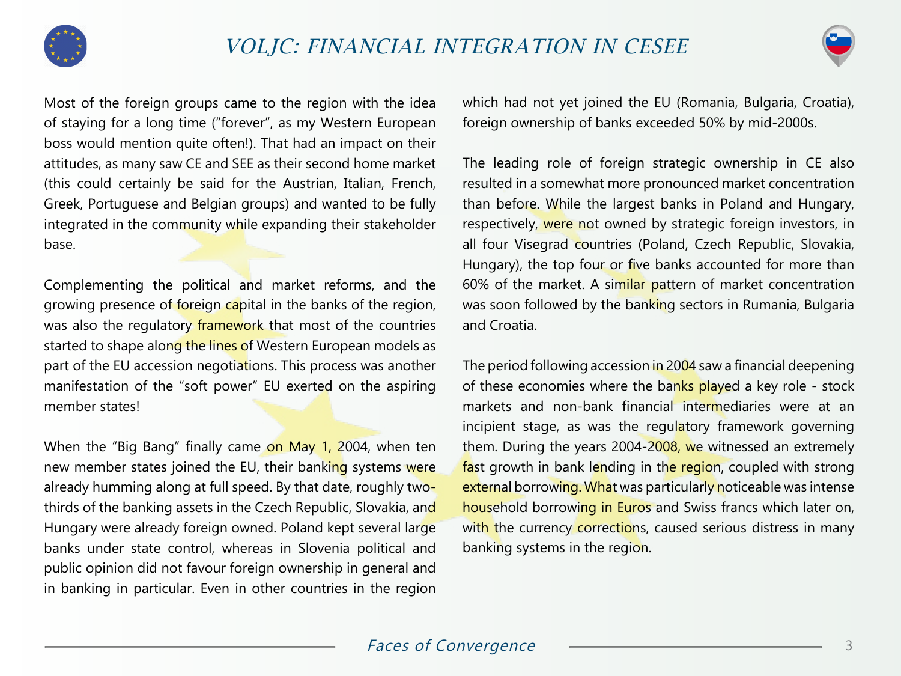Most of the foreign groups came to the region with the idea of staying for a long time ("forever", as my Western European boss would mention quite often!). That had an impact on their attitudes, as many saw CE and SEE as their second home market (this could certainly be said for the Austrian, Italian, French, Greek, Portuguese and Belgian groups) and wanted to be fully integrated in the community while expanding their stakeholder base.

Complementing the political and market reforms, and the growing presence of foreign capital in the banks of the region, was also the regulatory framework that most of the countries started to shape along the lines of Western European models as part of the EU accession negotiations. This process was another manifestation of the "soft power" EU exerted on the aspiring member states!

When the "Big Bang" finally came on May 1, 2004, when ten new member states joined the EU, their banking systems were already humming along at full speed. By that date, roughly two-thirds of the banking assets in the Czech Republic, Slovakia, and Hungary were already foreign owned. Poland kept several large banks under state control, whereas in Slovenia political and public opinion did not favour foreign ownership in general and in banking in particular. Even in other countries in the region which had not yet joined the EU (Romania, Bulgaria, Croatia), foreign ownership of banks exceeded 50% by mid-2000s.

The leading role of foreign strategic ownership in CE also resulted in a somewhat more pronounced market concentration than before. While the largest banks in Poland and Hungary, respectively, were not owned by strategic foreign investors, in all four Visegrad countries (Poland, Czech Republic, Slovakia, Hungary), the top four or five banks accounted for more than 60% of the market. A similar pattern of market concentration was soon followed by the banking sectors in Rumania, Bulgaria and Croatia.

The period following accession in 2004 saw a financial deepening of these economies where the banks played a key role - stock markets and non-bank financial intermediaries were at an incipient stage, as was the regulatory framework governing them. During the years 2004-2008, we witnessed an extremely fast growth in bank lending in the region, coupled with strong external borrowing. What was particularly noticeable was intense household borrowing in Euros and Swiss francs which later on, with the currency corrections, caused serious distress in many banking systems in the region.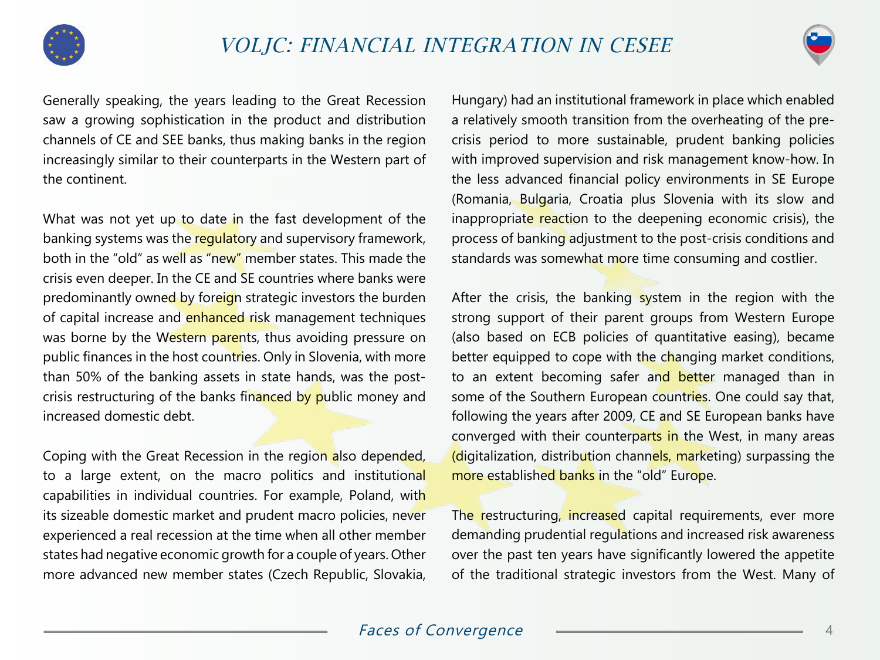Generally speaking, the years leading to the Great Recession saw a growing sophistication in the product and distribution channels of CE and SEE banks, thus making banks in the region increasingly similar to their counterparts in the Western part of the continent.

What was not yet up to date in the fast development of the banking systems was the regulatory and supervisory framework, both in the "old" as well as "new" member states. This made the crisis even deeper. In the CE and SE countries where banks were predominantly owned by foreign strategic investors the burden of capital increase and enhanced risk management techniques was borne by the Western parents, thus avoiding pressure on public finances in the host countries. Only in Slovenia, with more than 50% of the banking assets in state hands, was the post-crisis restructuring of the banks financed by public money and increased domestic debt.

Coping with the Great Recession in the region also depended, to a large extent, on the macro politics and institutional capabilities in individual countries. For example, Poland, with its sizeable domestic market and prudent macro policies, never experienced a real recession at the time when all other member states had negative economic growth for a couple of years. Other more advanced new member states (Czech Republic, Slovakia, Hungary) had an institutional framework in place which enabled a relatively smooth transition from the overheating of the pre-crisis period to more sustainable, prudent banking policies with improved supervision and risk management know-how. In the less advanced financial policy environments in SE Europe (Romania, Bulgaria, Croatia plus Slovenia with its slow and inappropriate reaction to the deepening economic crisis), the process of banking adjustment to the post-crisis conditions and standards was somewhat more time consuming and costlier.

After the crisis, the banking system in the region with the strong support of their parent groups from Western Europe (also based on ECB policies of quantitative easing), became better equipped to cope with the changing market conditions, to an extent becoming safer and better managed than in some of the Southern European countries. One could say that, following the years after 2009, CE and SE European banks have converged with their counterparts in the West, in many areas (digitalization, distribution channels, marketing) surpassing the more established banks in the "old" Europe.

The restructuring, increased capital requirements, ever more demanding prudential regulations and increased risk awareness over the past ten years have significantly lowered the appetite of the traditional strategic investors from the West. Many of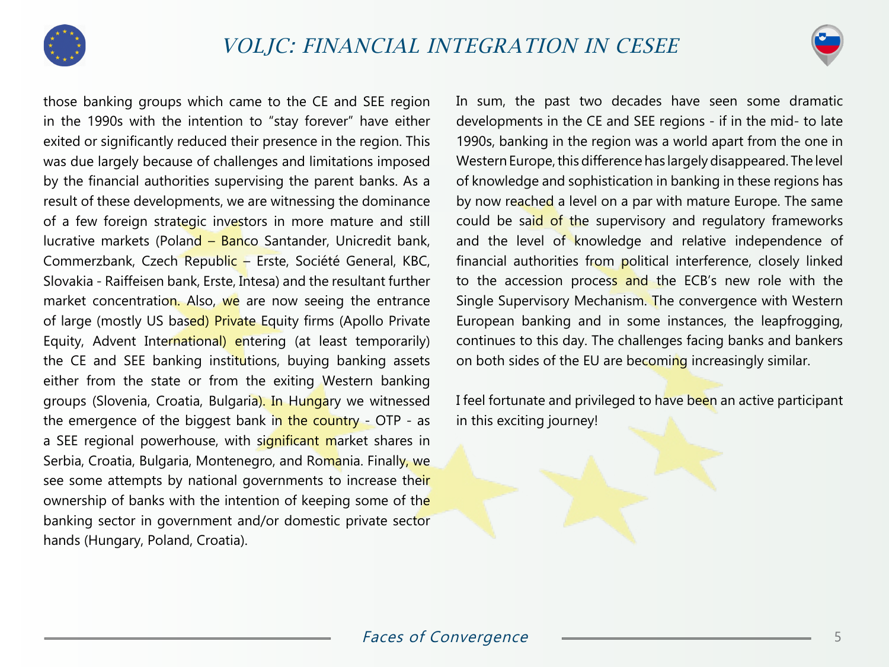those banking groups which came to the CE and SEE region in the 1990s with the intention to "stay forever" have either exited or significantly reduced their presence in the region. This was due largely because of challenges and limitations imposed by the financial authorities supervising the parent banks. As a result of these developments, we are witnessing the dominance of a few foreign strategic investors in more mature and still lucrative markets (Poland – Banco Santander, Unicredit bank, Commerzbank, Czech Republic – Erste, Société General, KBC, Slovakia - Raiffeisen bank, Erste, Intesa) and the resultant further market concentration. Also, we are now seeing the entrance of large (mostly US based) Private Equity firms (Apollo Private Equity, Advent International) entering (at least temporarily) the CE and SEE banking institutions, buying banking assets either from the state or from the exiting Western banking groups (Slovenia, Croatia, Bulgaria). In Hungary we witnessed the emergence of the biggest bank in the country - OTP - as a SEE regional powerhouse, with significant market shares in Serbia, Croatia, Bulgaria, Montenegro, and Romania. Finally, we see some attempts by national governments to increase their ownership of banks with the intention of keeping some of the banking sector in government and/or domestic private sector hands (Hungary, Poland, Croatia).

In sum, the past two decades have seen some dramatic developments in the CE and SEE regions - if in the mid- to late 1990s, banking in the region was a world apart from the one in Western Europe, this difference has largely disappeared. The level of knowledge and sophistication in banking in these regions has by now reached a level on a par with mature Europe. The same could be said of the supervisory and regulatory frameworks and the level of knowledge and relative independence of financial authorities from political interference, closely linked to the accession process and the ECB's new role with the Single Supervisory Mechanism. The convergence with Western European banking and in some instances, the leapfrogging, continues to this day. The challenges facing banks and bankers on both sides of the EU are becoming increasingly similar.

I feel fortunate and privileged to have been an active participant in this exciting journey!